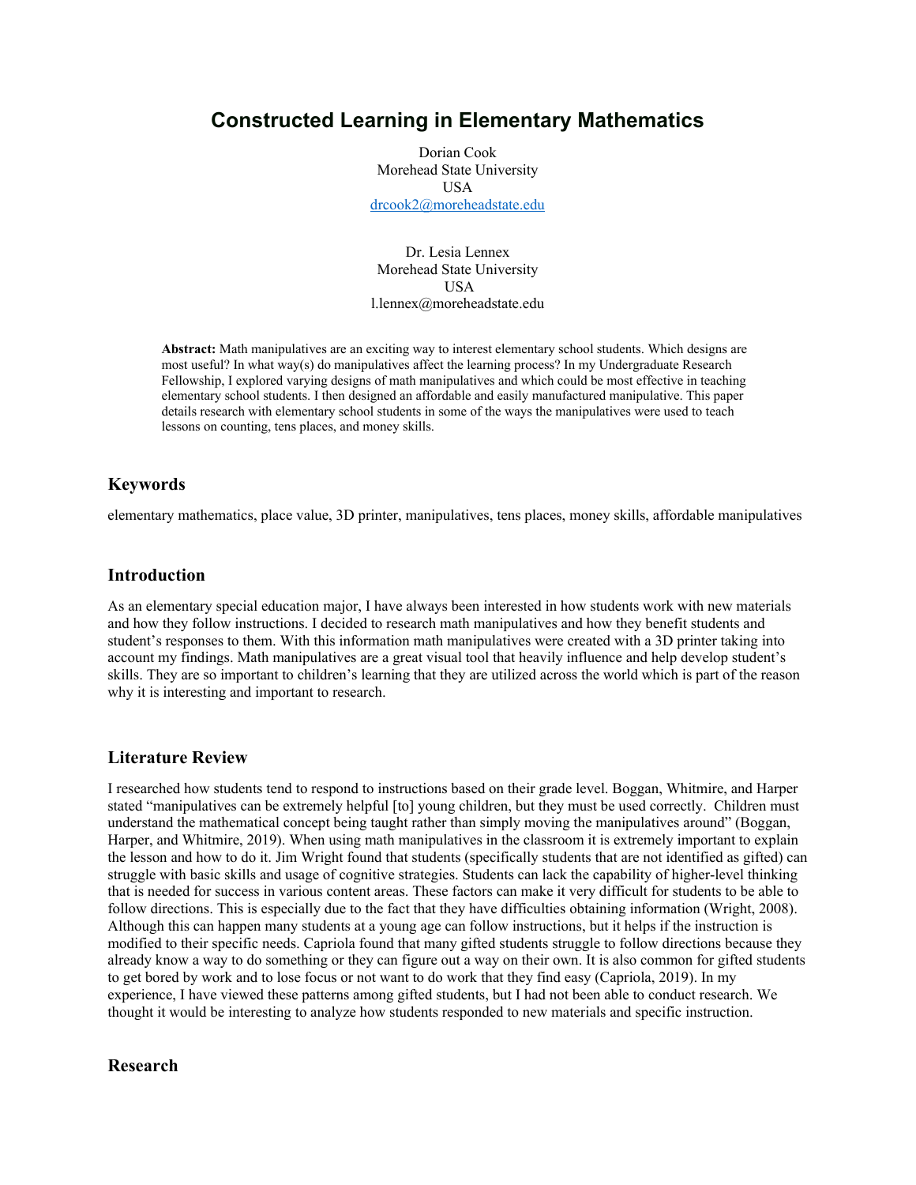# Constructed Learning in Elementary Mathematics

Dorian Cook
Morehead State University
USA
drcook2@moreheadstate.edu

Dr. Lesia Lennex
Morehead State University
USA
l.lennex@moreheadstate.edu

**Abstract:** Math manipulatives are an exciting way to interest elementary school students. Which designs are most useful? In what way(s) do manipulatives affect the learning process? In my Undergraduate Research Fellowship, I explored varying designs of math manipulatives and which could be most effective in teaching elementary school students. I then designed an affordable and easily manufactured manipulative. This paper details research with elementary school students in some of the ways the manipulatives were used to teach lessons on counting, tens places, and money skills.

## Keywords

elementary mathematics, place value, 3D printer, manipulatives, tens places, money skills, affordable manipulatives

## Introduction

As an elementary special education major, I have always been interested in how students work with new materials and how they follow instructions. I decided to research math manipulatives and how they benefit students and student's responses to them. With this information math manipulatives were created with a 3D printer taking into account my findings. Math manipulatives are a great visual tool that heavily influence and help develop student's skills. They are so important to children's learning that they are utilized across the world which is part of the reason why it is interesting and important to research.

## Literature Review

I researched how students tend to respond to instructions based on their grade level. Boggan, Whitmire, and Harper stated "manipulatives can be extremely helpful [to] young children, but they must be used correctly. Children must understand the mathematical concept being taught rather than simply moving the manipulatives around" (Boggan, Harper, and Whitmire, 2019). When using math manipulatives in the classroom it is extremely important to explain the lesson and how to do it. Jim Wright found that students (specifically students that are not identified as gifted) can struggle with basic skills and usage of cognitive strategies. Students can lack the capability of higher-level thinking that is needed for success in various content areas. These factors can make it very difficult for students to be able to follow directions. This is especially due to the fact that they have difficulties obtaining information (Wright, 2008). Although this can happen many students at a young age can follow instructions, but it helps if the instruction is modified to their specific needs. Capriola found that many gifted students struggle to follow directions because they already know a way to do something or they can figure out a way on their own. It is also common for gifted students to get bored by work and to lose focus or not want to do work that they find easy (Capriola, 2019). In my experience, I have viewed these patterns among gifted students, but I had not been able to conduct research. We thought it would be interesting to analyze how students responded to new materials and specific instruction.

## Research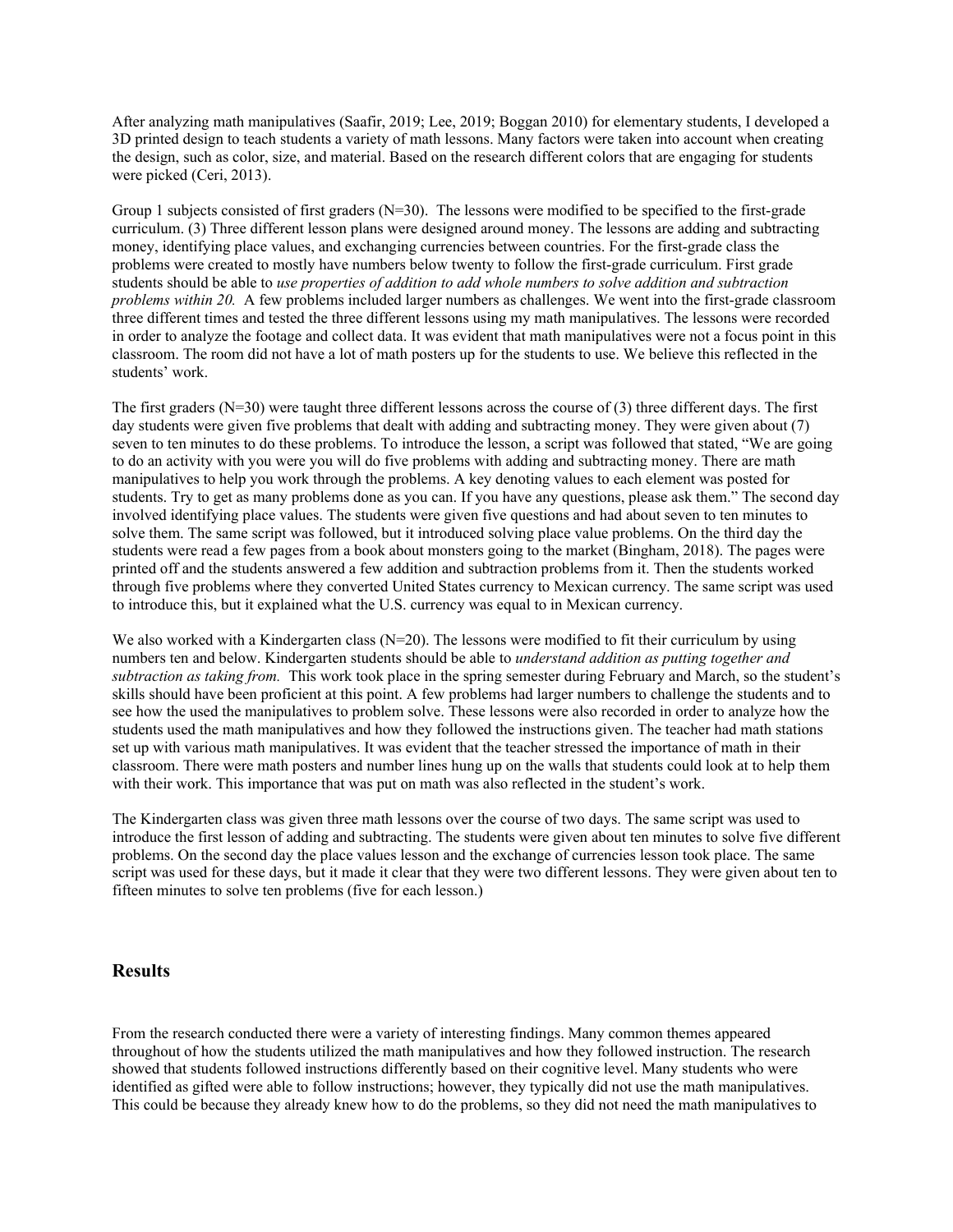After analyzing math manipulatives (Saafir, 2019; Lee, 2019; Boggan 2010) for elementary students, I developed a 3D printed design to teach students a variety of math lessons. Many factors were taken into account when creating the design, such as color, size, and material. Based on the research different colors that are engaging for students were picked (Ceri, 2013).

Group 1 subjects consisted of first graders (N=30). The lessons were modified to be specified to the first-grade curriculum. (3) Three different lesson plans were designed around money. The lessons are adding and subtracting money, identifying place values, and exchanging currencies between countries. For the first-grade class the problems were created to mostly have numbers below twenty to follow the first-grade curriculum. First grade students should be able to *use properties of addition to add whole numbers to solve addition and subtraction problems within 20.* A few problems included larger numbers as challenges. We went into the first-grade classroom three different times and tested the three different lessons using my math manipulatives. The lessons were recorded in order to analyze the footage and collect data. It was evident that math manipulatives were not a focus point in this classroom. The room did not have a lot of math posters up for the students to use. We believe this reflected in the students' work.

The first graders (N=30) were taught three different lessons across the course of (3) three different days. The first day students were given five problems that dealt with adding and subtracting money. They were given about (7) seven to ten minutes to do these problems. To introduce the lesson, a script was followed that stated, "We are going to do an activity with you were you will do five problems with adding and subtracting money. There are math manipulatives to help you work through the problems. A key denoting values to each element was posted for students. Try to get as many problems done as you can. If you have any questions, please ask them." The second day involved identifying place values. The students were given five questions and had about seven to ten minutes to solve them. The same script was followed, but it introduced solving place value problems. On the third day the students were read a few pages from a book about monsters going to the market (Bingham, 2018). The pages were printed off and the students answered a few addition and subtraction problems from it. Then the students worked through five problems where they converted United States currency to Mexican currency. The same script was used to introduce this, but it explained what the U.S. currency was equal to in Mexican currency.

We also worked with a Kindergarten class (N=20). The lessons were modified to fit their curriculum by using numbers ten and below. Kindergarten students should be able to *understand addition as putting together and subtraction as taking from.* This work took place in the spring semester during February and March, so the student's skills should have been proficient at this point. A few problems had larger numbers to challenge the students and to see how the used the manipulatives to problem solve. These lessons were also recorded in order to analyze how the students used the math manipulatives and how they followed the instructions given. The teacher had math stations set up with various math manipulatives. It was evident that the teacher stressed the importance of math in their classroom. There were math posters and number lines hung up on the walls that students could look at to help them with their work. This importance that was put on math was also reflected in the student's work.

The Kindergarten class was given three math lessons over the course of two days. The same script was used to introduce the first lesson of adding and subtracting. The students were given about ten minutes to solve five different problems. On the second day the place values lesson and the exchange of currencies lesson took place. The same script was used for these days, but it made it clear that they were two different lessons. They were given about ten to fifteen minutes to solve ten problems (five for each lesson.)

## Results

From the research conducted there were a variety of interesting findings. Many common themes appeared throughout of how the students utilized the math manipulatives and how they followed instruction. The research showed that students followed instructions differently based on their cognitive level. Many students who were identified as gifted were able to follow instructions; however, they typically did not use the math manipulatives. This could be because they already knew how to do the problems, so they did not need the math manipulatives to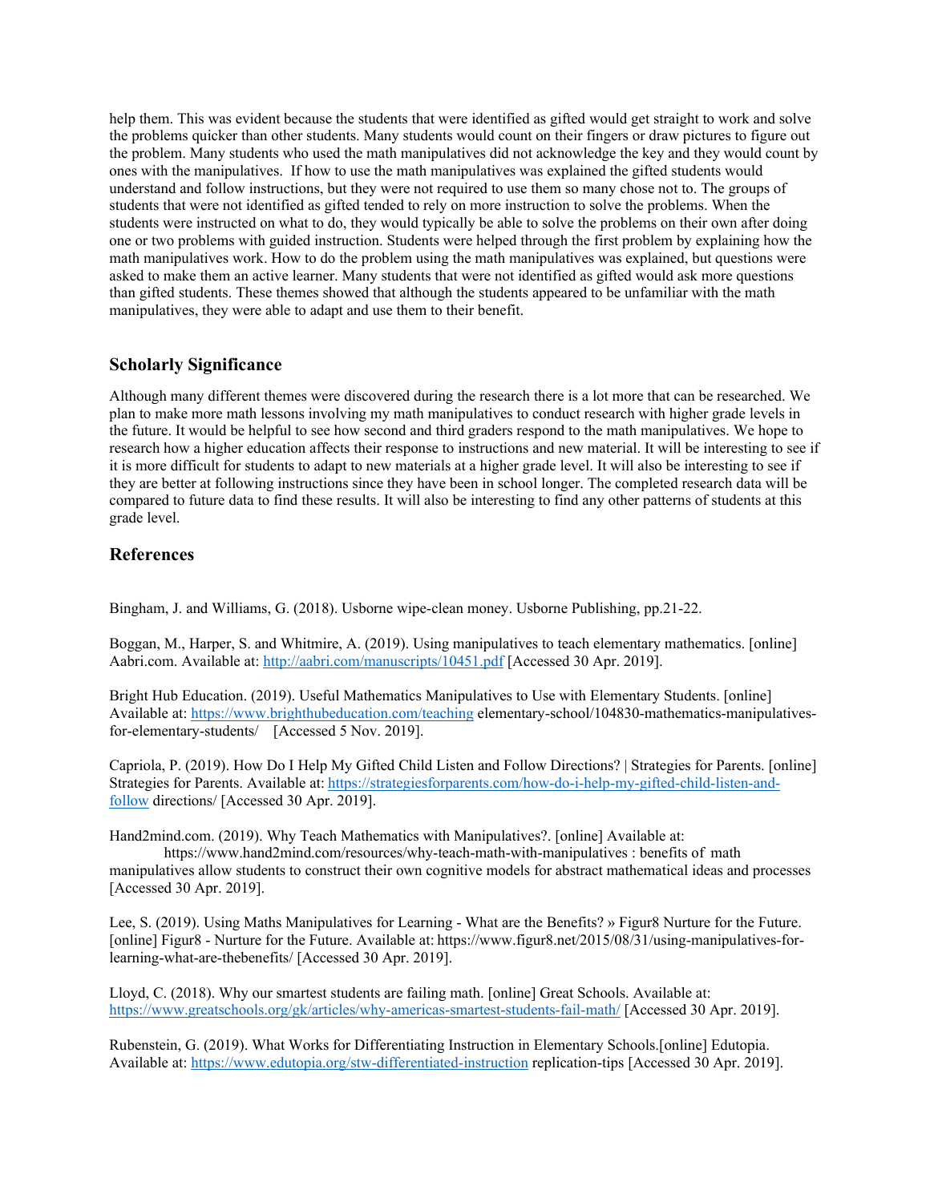help them. This was evident because the students that were identified as gifted would get straight to work and solve the problems quicker than other students. Many students would count on their fingers or draw pictures to figure out the problem. Many students who used the math manipulatives did not acknowledge the key and they would count by ones with the manipulatives. If how to use the math manipulatives was explained the gifted students would understand and follow instructions, but they were not required to use them so many chose not to. The groups of students that were not identified as gifted tended to rely on more instruction to solve the problems. When the students were instructed on what to do, they would typically be able to solve the problems on their own after doing one or two problems with guided instruction. Students were helped through the first problem by explaining how the math manipulatives work. How to do the problem using the math manipulatives was explained, but questions were asked to make them an active learner. Many students that were not identified as gifted would ask more questions than gifted students. These themes showed that although the students appeared to be unfamiliar with the math manipulatives, they were able to adapt and use them to their benefit.

## Scholarly Significance

Although many different themes were discovered during the research there is a lot more that can be researched. We plan to make more math lessons involving my math manipulatives to conduct research with higher grade levels in the future. It would be helpful to see how second and third graders respond to the math manipulatives. We hope to research how a higher education affects their response to instructions and new material. It will be interesting to see if it is more difficult for students to adapt to new materials at a higher grade level. It will also be interesting to see if they are better at following instructions since they have been in school longer. The completed research data will be compared to future data to find these results. It will also be interesting to find any other patterns of students at this grade level.

## References

Bingham, J. and Williams, G. (2018). Usborne wipe-clean money. Usborne Publishing, pp.21-22.

Boggan, M., Harper, S. and Whitmire, A. (2019). Using manipulatives to teach elementary mathematics. [online] Aabri.com. Available at: http://aabri.com/manuscripts/10451.pdf [Accessed 30 Apr. 2019].

Bright Hub Education. (2019). Useful Mathematics Manipulatives to Use with Elementary Students. [online] Available at: https://www.brighthubeducation.com/teaching elementary-school/104830-mathematics-manipulatives-for-elementary-students/ [Accessed 5 Nov. 2019].

Capriola, P. (2019). How Do I Help My Gifted Child Listen and Follow Directions? | Strategies for Parents. [online] Strategies for Parents. Available at: https://strategiesforparents.com/how-do-i-help-my-gifted-child-listen-and-follow directions/ [Accessed 30 Apr. 2019].

Hand2mind.com. (2019). Why Teach Mathematics with Manipulatives?. [online] Available at: https://www.hand2mind.com/resources/why-teach-math-with-manipulatives : benefits of math manipulatives allow students to construct their own cognitive models for abstract mathematical ideas and processes [Accessed 30 Apr. 2019].

Lee, S. (2019). Using Maths Manipulatives for Learning - What are the Benefits? » Figur8 Nurture for the Future. [online] Figur8 - Nurture for the Future. Available at: https://www.figur8.net/2015/08/31/using-manipulatives-for-learning-what-are-thebenefits/ [Accessed 30 Apr. 2019].

Lloyd, C. (2018). Why our smartest students are failing math. [online] Great Schools. Available at: https://www.greatschools.org/gk/articles/why-americas-smartest-students-fail-math/ [Accessed 30 Apr. 2019].

Rubenstein, G. (2019). What Works for Differentiating Instruction in Elementary Schools.[online] Edutopia. Available at: https://www.edutopia.org/stw-differentiated-instruction replication-tips [Accessed 30 Apr. 2019].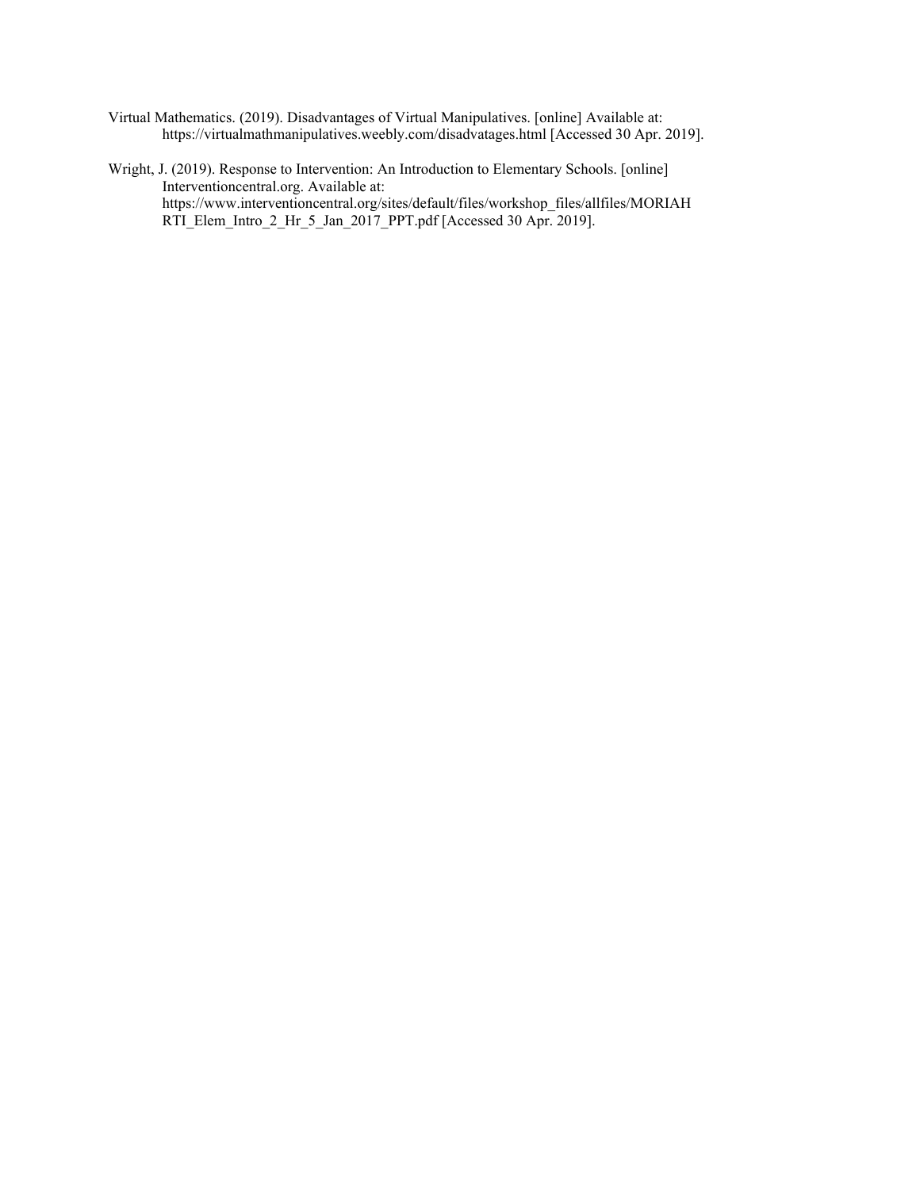Virtual Mathematics. (2019). Disadvantages of Virtual Manipulatives. [online] Available at: https://virtualmathmanipulatives.weebly.com/disadvatages.html [Accessed 30 Apr. 2019].

Wright, J. (2019). Response to Intervention: An Introduction to Elementary Schools. [online] Interventioncentral.org. Available at: https://www.interventioncentral.org/sites/default/files/workshop_files/allfiles/MORIAH RTI_Elem_Intro_2_Hr_5_Jan_2017_PPT.pdf [Accessed 30 Apr. 2019].